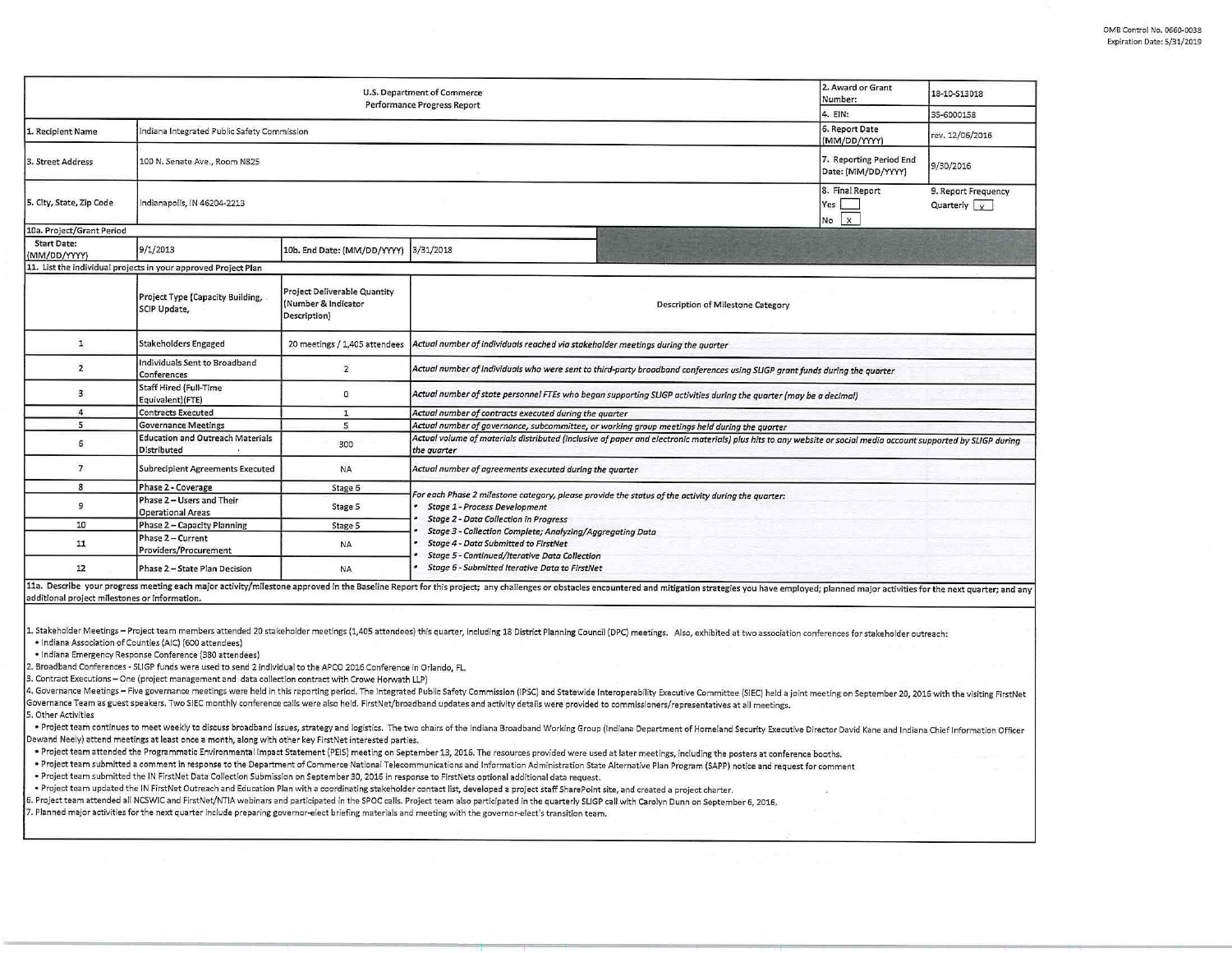OMB Control No. 0660-0038
Expiration Date: 5/31/2019

| U.S. Department of Commerce Performance Progress Report | | | | 2. Award or Grant Number: | 18-10-S13018 |
|---|---|---|---|---|---|
| | | | | 4. EIN: | 35-6000158 |
| 1. Recipient Name | Indiana Integrated Public Safety Commission | | | 6. Report Date (MM/DD/YYYY) | rev. 12/06/2016 |
| 3. Street Address | 100 N. Senate Ave., Room N825 | | | 7. Reporting Period End Date: (MM/DD/YYYY) | 9/30/2016 |
| 5. City, State, Zip Code | Indianapolis, IN 46204-2213 | | | 8. Final Report Yes [ ] No [x] | 9. Report Frequency Quarterly [x] |
| 10a. Project/Grant Period | | | | | |
| Start Date: (MM/DD/YYYY) | 9/1/2013 | 10b. End Date: (MM/DD/YYYY) | 3/31/2018 | | |

11. List the individual projects in your approved Project Plan

| | Project Type (Capacity Building, SCIP Update, | Project Deliverable Quantity (Number & Indicator Description) | Description of Milestone Category |
|---|---|---|---|
| 1 | Stakeholders Engaged | 20 meetings / 1,405 attendees | *Actual number of individuals reached via stakeholder meetings during the quarter* |
| 2 | Individuals Sent to Broadband Conferences | 2 | *Actual number of individuals who were sent to third-party broadband conferences using SLIGP grant funds during the quarter* |
| 3 | Staff Hired (Full-Time Equivalent)(FTE) | 0 | *Actual number of state personnel FTEs who began supporting SLIGP activities during the quarter (may be a decimal)* |
| 4 | Contracts Executed | 1 | *Actual number of contracts executed during the quarter* |
| 5 | Governance Meetings | 5 | *Actual number of governance, subcommittee, or working group meetings held during the quarter* |
| 6 | Education and Outreach Materials Distributed | 300 | *Actual volume of materials distributed (inclusive of paper and electronic materials) plus hits to any website or social media account supported by SLIGP during the quarter* |
| 7 | Subrecipient Agreements Executed | NA | *Actual number of agreements executed during the quarter* |
| 8 | Phase 2 - Coverage | Stage 6 | *For each Phase 2 milestone category, please provide the status of the activity during the quarter:* • *Stage 1 - Process Development* • *Stage 2 - Data Collection in Progress* • *Stage 3 - Collection Complete; Analyzing/Aggregating Data* • *Stage 4 - Data Submitted to FirstNet* • *Stage 5 - Continued/Iterative Data Collection* • *Stage 6 - Submitted Iterative Data to FirstNet* |
| 9 | Phase 2 – Users and Their Operational Areas | Stage 5 | |
| 10 | Phase 2 – Capacity Planning | Stage 5 | |
| 11 | Phase 2 – Current Providers/Procurement | NA | |
| 12 | Phase 2 – State Plan Decision | NA | |

11a. Describe your progress meeting each major activity/milestone approved in the Baseline Report for this project; any challenges or obstacles encountered and mitigation strategies you have employed; planned major activities for the next quarter; and any additional project milestones or information.

1. Stakeholder Meetings – Project team members attended 20 stakeholder meetings (1,405 attendees) this quarter, including 18 District Planning Council (DPC) meetings. Also, exhibited at two association conferences for stakeholder outreach:
   - Indiana Association of Counties (AIC) (600 attendees)
   - Indiana Emergency Response Conference (380 attendees)
2. Broadband Conferences - SLIGP funds were used to send 2 individual to the APCO 2016 Conference in Orlando, FL.
3. Contract Executions – One (project management and data collection contract with Crowe Horwath LLP)
4. Governance Meetings – Five governance meetings were held in this reporting period. The Integrated Public Safety Commission (IPSC) and Statewide Interoperability Executive Committee (SIEC) held a joint meeting on September 20, 2016 with the visiting FirstNet Governance Team as guest speakers. Two SIEC monthly conference calls were also held. FirstNet/broadband updates and activity details were provided to commissioners/representatives at all meetings.
5. Other Activities
   - Project team continues to meet weekly to discuss broadband issues, strategy and logistics. The two chairs of the Indiana Broadband Working Group (Indiana Department of Homeland Security Executive Director David Kane and Indiana Chief Information Officer Dewand Neely) attend meetings at least once a month, along with other key FirstNet interested parties.
   - Project team attended the Programmatic Environmental Impact Statement (PEIS) meeting on September 13, 2016. The resources provided were used at later meetings, including the posters at conference booths.
   - Project team submitted a comment in response to the Department of Commerce National Telecommunications and Information Administration State Alternative Plan Program (SAPP) notice and request for comment
   - Project team submitted the IN FirstNet Data Collection Submission on September 30, 2016 in response to FirstNets optional additional data request.
   - Project team updated the IN FirstNet Outreach and Education Plan with a coordinating stakeholder contact list, developed a project staff SharePoint site, and created a project charter.
6. Project team attended all NCSWIC and FirstNet/NTIA webinars and participated in the SPOC calls. Project team also participated in the quarterly SLIGP call with Carolyn Dunn on September 6, 2016.
7. Planned major activities for the next quarter include preparing governor-elect briefing materials and meeting with the governor-elect's transition team.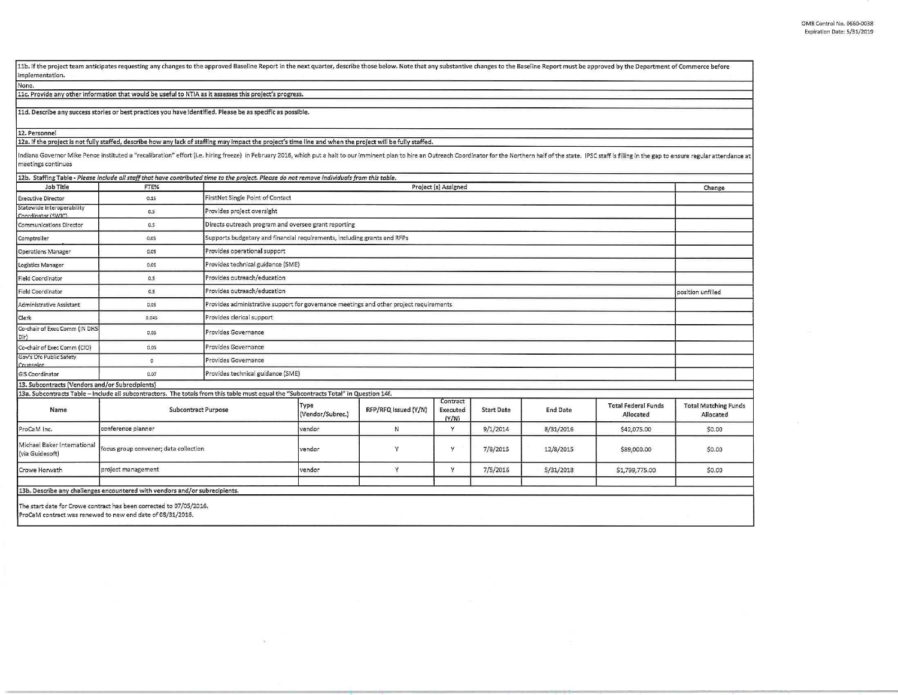11b. If the project team anticipates requesting any changes to the approved Baseline Report in the next quarter, describe those below. Note that any substantive changes to the Baseline Report must be approved by the Department of Commerce before implementation.

None.

11c. Provide any other information that would be useful to NTIA as it assesses this project's progress.

11d. Describe any success stories or best practices you have identified. Please be as specific as possible.

12. Personnel

12a. If the project is not fully staffed, describe how any lack of staffing may impact the project's time line and when the project will be fully staffed.

Indiana Governor Mike Pence instituted a "recalibration" effort (i.e. hiring freeze) in February 2016, which put a halt to our imminent plan to hire an Outreach Coordinator for the Northern half of the state. IPSC staff is filling in the gap to ensure regular attendance at meetings continues

12b. Staffing Table - *Please include all staff that have contributed time to the project. Please do not remove individuals from this table.*

| Job Title | FTE% | Project (s) Assigned | Change |
|---|---|---|---|
| Executive Director | 0.15 | FirstNet Single Point of Contact | |
| Statewide Interoperability Coordinator (SWIC) | 0.5 | Provides project oversight | |
| Communications Director | 0.5 | Directs outreach program and oversee grant reporting | |
| Comptroller | 0.05 | Supports budgetary and financial requirements, including grants and RFPs | |
| Operations Manager | 0.05 | Provides operational support | |
| Logistics Manager | 0.05 | Provides technical guidance (SME) | |
| Field Coordinator | 0.5 | Provides outreach/education | |
| Field Coordinator | 0.5 | Provides outreach/education | position unfilled |
| Administrative Assistant | 0.05 | Provides administrative support for governance meetings and other project requirements | |
| Clerk | 0.045 | Provides clerical support | |
| Co-chair of Exec Comm (IN DHS Dir) | 0.05 | Provides Governance | |
| Co-chair of Exec Comm (CIO) | 0.05 | Provides Governance | |
| Gov's Ofc Public Safety Counselor | 0 | Provides Governance | |
| GIS Coordinator | 0.07 | Provides technical guidance (SME) | |

13. Subcontracts (Vendors and/or Subrecipients)

13a. Subcontracts Table – Include all subcontractors. The totals from this table must equal the "Subcontracts Total" in Question 14f.

| Name | Subcontract Purpose | Type (Vendor/Subrec.) | RFP/RFQ Issued (Y/N) | Contract Executed (Y/N) | Start Date | End Date | Total Federal Funds Allocated | Total Matching Funds Allocated |
|---|---|---|---|---|---|---|---|---|
| ProCaM Inc. | conference planner | vendor | N | Y | 9/1/2014 | 8/31/2016 | $42,075.00 | $0.00 |
| Michael Baker International (via Guidesoft) | focus group convener; data collection | vendor | Y | Y | 7/8/2015 | 12/8/2015 | $89,000.00 | $0.00 |
| Crowe Horwath | project management | vendor | Y | Y | 7/5/2016 | 5/31/2018 | $1,799,775.00 | $0.00 |
| | | | | | | | | |

13b. Describe any challenges encountered with vendors and/or subrecipients.

The start date for Crowe contract has been corrected to 07/05/2016.
ProCaM contract was renewed to new end date of 08/31/2016.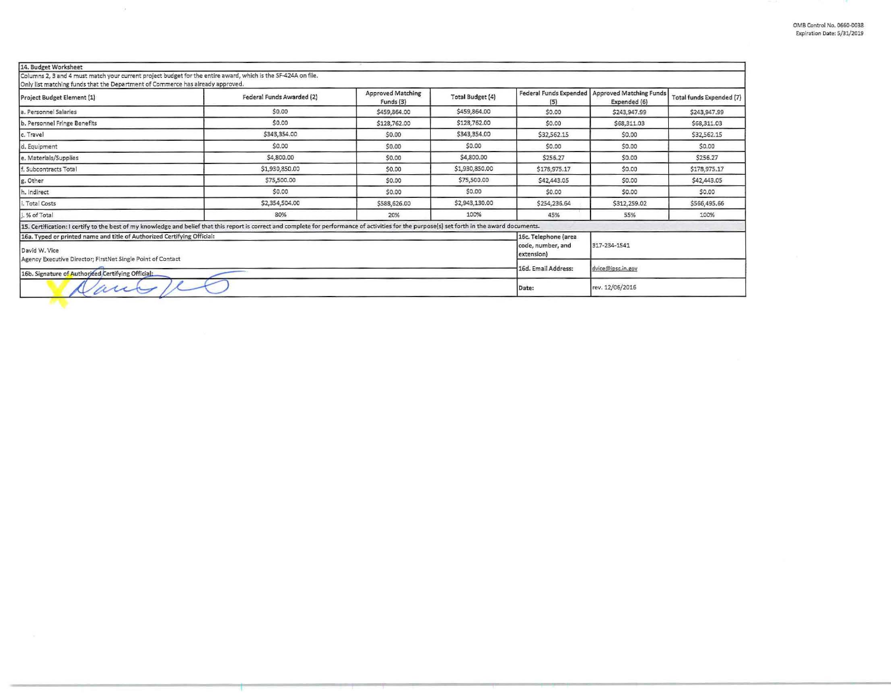OMB Control No. 0660-0038
Expiration Date: 5/31/2019

| 14. Budget Worksheet | | | | | | |
|---|---|---|---|---|---|---|
| Columns 2, 3 and 4 must match your current project budget for the entire award, which is the SF-424A on file. Only list matching funds that the Department of Commerce has already approved. | | | | | | |
| Project Budget Element (1) | Federal Funds Awarded (2) | Approved Matching Funds (3) | Total Budget (4) | Federal Funds Expended (5) | Approved Matching Funds Expended (6) | Total funds Expended (7) |
| a. Personnel Salaries | $0.00 | $459,864.00 | $459,864.00 | $0.00 | $243,947.99 | $243,947.99 |
| b. Personnel Fringe Benefits | $0.00 | $128,762.00 | $128,762.00 | $0.00 | $68,311.03 | $68,311.03 |
| c. Travel | $343,354.00 | $0.00 | $343,354.00 | $32,562.15 | $0.00 | $32,562.15 |
| d. Equipment | $0.00 | $0.00 | $0.00 | $0.00 | $0.00 | $0.00 |
| e. Materials/Supplies | $4,800.00 | $0.00 | $4,800.00 | $256.27 | $0.00 | $256.27 |
| f. Subcontracts Total | $1,930,850.00 | $0.00 | $1,930,850.00 | $178,975.17 | $0.00 | $178,975.17 |
| g. Other | $75,500.00 | $0.00 | $75,500.00 | $42,443.05 | $0.00 | $42,443.05 |
| h. Indirect | $0.00 | $0.00 | $0.00 | $0.00 | $0.00 | $0.00 |
| i. Total Costs | $2,354,504.00 | $588,626.00 | $2,943,130.00 | $254,236.64 | $312,259.02 | $566,495.66 |
| j. % of Total | 80% | 20% | 100% | 45% | 55% | 100% |

15. Certification: I certify to the best of my knowledge and belief that this report is correct and complete for performance of activities for the purpose(s) set forth in the award documents.

| | | |
|---|---|---|
| 16a. Typed or printed name and title of Authorized Certifying Official: David W. Vice, Agency Executive Director; FirstNet Single Point of Contact | 16c. Telephone (area code, number, and extension) | 317-234-1541 |
| | 16d. Email Address: | dvice@ipsc.in.gov |
| 16b. Signature of Authorized Certifying Official: [signature] | Date: | rev. 12/06/2016 |